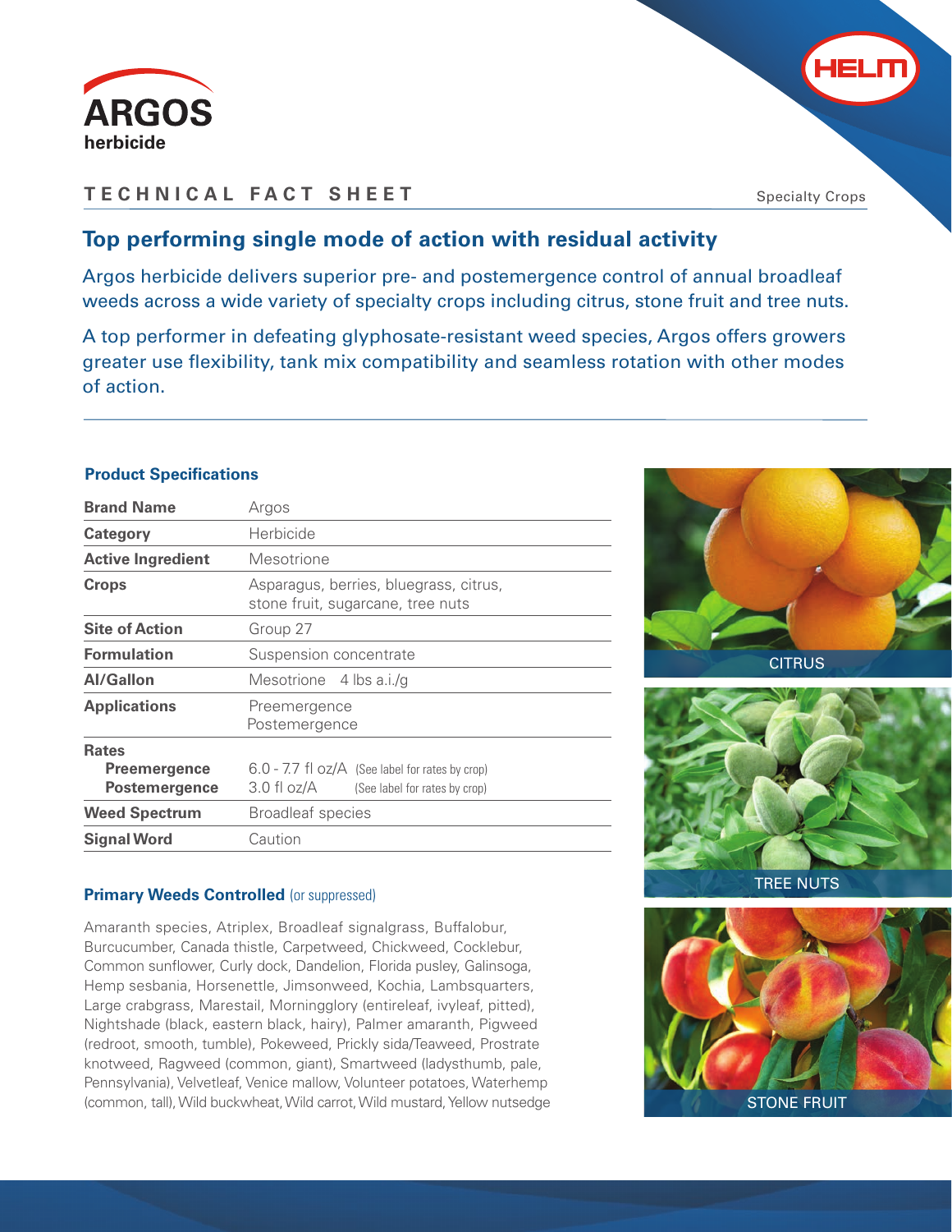# ARGOS herbicide

## TECHNICAL FACT SHEET

Specialty Crops

## Top performing single mode of action with residual activity

Argos herbicide delivers superior pre- and postemergence control of annual broadleaf weeds across a wide variety of specialty crops including citrus, stone fruit and tree nuts.

A top performer in defeating glyphosate-resistant weed species, Argos offers growers greater use flexibility, tank mix compatibility and seamless rotation with other modes of action.

### Product Specifications

| | |
|---|---|
| **Brand Name** | Argos |
| **Category** | Herbicide |
| **Active Ingredient** | Mesotrione |
| **Crops** | Asparagus, berries, bluegrass, citrus, stone fruit, sugarcane, tree nuts |
| **Site of Action** | Group 27 |
| **Formulation** | Suspension concentrate |
| **AI/Gallon** | Mesotrione 4 lbs a.i./g |
| **Applications** | Preemergence<br>Postemergence |
| **Rates** | |
| **Preemergence** | 6.0 - 7.7 fl oz/A (See label for rates by crop) |
| **Postemergence** | 3.0 fl oz/A (See label for rates by crop) |
| **Weed Spectrum** | Broadleaf species |
| **Signal Word** | Caution |

### Primary Weeds Controlled (or suppressed)

Amaranth species, Atriplex, Broadleaf signalgrass, Buffalobur, Burcucumber, Canada thistle, Carpetweed, Chickweed, Cocklebur, Common sunflower, Curly dock, Dandelion, Florida pusley, Galinsoga, Hemp sesbania, Horsenettle, Jimsonweed, Kochia, Lambsquarters, Large crabgrass, Marestail, Morningglory (entireleaf, ivyleaf, pitted), Nightshade (black, eastern black, hairy), Palmer amaranth, Pigweed (redroot, smooth, tumble), Pokeweed, Prickly sida/Teaweed, Prostrate knotweed, Ragweed (common, giant), Smartweed (ladysthumb, pale, Pennsylvania), Velvetleaf, Venice mallow, Volunteer potatoes, Waterhemp (common, tall), Wild buckwheat, Wild carrot, Wild mustard, Yellow nutsedge

CITRUS

TREE NUTS

STONE FRUIT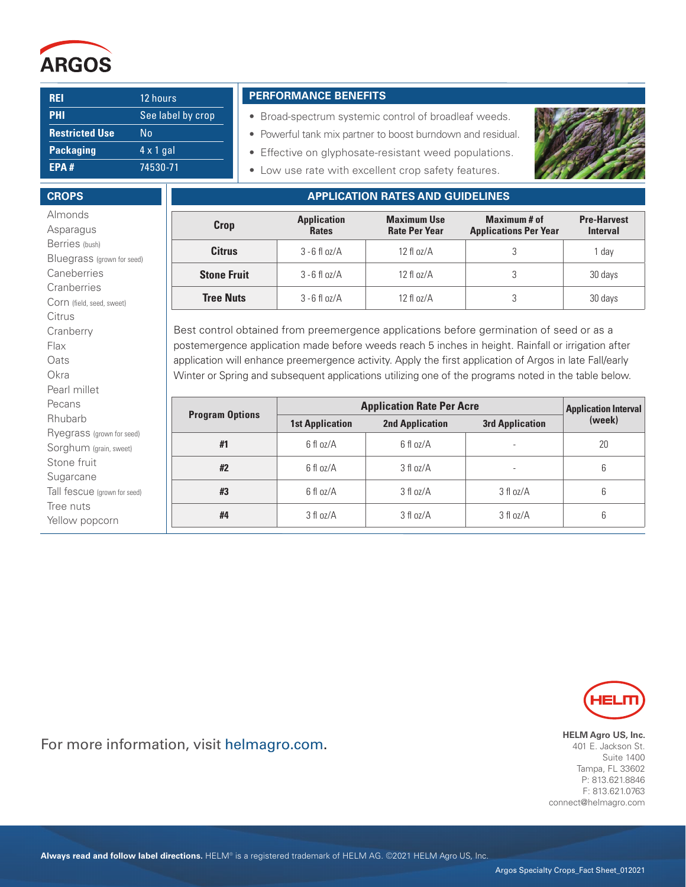# ARGOS

| | |
|---|---|
| **REI** | 12 hours |
| **PHI** | See label by crop |
| **Restricted Use** | No |
| **Packaging** | 4 x 1 gal |
| **EPA #** | 74530-71 |

## PERFORMANCE BENEFITS

- Broad-spectrum systemic control of broadleaf weeds.
- Powerful tank mix partner to boost burndown and residual.
- Effective on glyphosate-resistant weed populations.
- Low use rate with excellent crop safety features.

## CROPS

Almonds
Asparagus
Berries (bush)
Bluegrass (grown for seed)
Caneberries
Cranberries
Corn (field, seed, sweet)
Citrus
Cranberry
Flax
Oats
Okra
Pearl millet
Pecans
Rhubarb
Ryegrass (grown for seed)
Sorghum (grain, sweet)
Stone fruit
Sugarcane
Tall fescue (grown for seed)
Tree nuts
Yellow popcorn

## APPLICATION RATES AND GUIDELINES

| Crop | Application Rates | Maximum Use Rate Per Year | Maximum # of Applications Per Year | Pre-Harvest Interval |
|---|---|---|---|---|
| **Citrus** | 3 - 6 fl oz/A | 12 fl oz/A | 3 | 1 day |
| **Stone Fruit** | 3 - 6 fl oz/A | 12 fl oz/A | 3 | 30 days |
| **Tree Nuts** | 3 - 6 fl oz/A | 12 fl oz/A | 3 | 30 days |

Best control obtained from preemergence applications before germination of seed or as a postemergence application made before weeds reach 5 inches in height. Rainfall or irrigation after application will enhance preemergence activity. Apply the first application of Argos in late Fall/early Winter or Spring and subsequent applications utilizing one of the programs noted in the table below.

| Program Options | Application Rate Per Acre | | | Application Interval (week) |
|---|---|---|---|---|
| | 1st Application | 2nd Application | 3rd Application | |
| **#1** | 6 fl oz/A | 6 fl oz/A | - | 20 |
| **#2** | 6 fl oz/A | 3 fl oz/A | - | 6 |
| **#3** | 6 fl oz/A | 3 fl oz/A | 3 fl oz/A | 6 |
| **#4** | 3 fl oz/A | 3 fl oz/A | 3 fl oz/A | 6 |

For more information, visit helmagro.com.

HELM

**HELM Agro US, Inc.**
401 E. Jackson St.
Suite 1400
Tampa, FL 33602
P: 813.621.8846
F: 813.621.0763
connect@helmagro.com

**Always read and follow label directions.** HELM® is a registered trademark of HELM AG. ©2021 HELM Agro US, Inc.

Argos Specialty Crops_Fact Sheet_012021